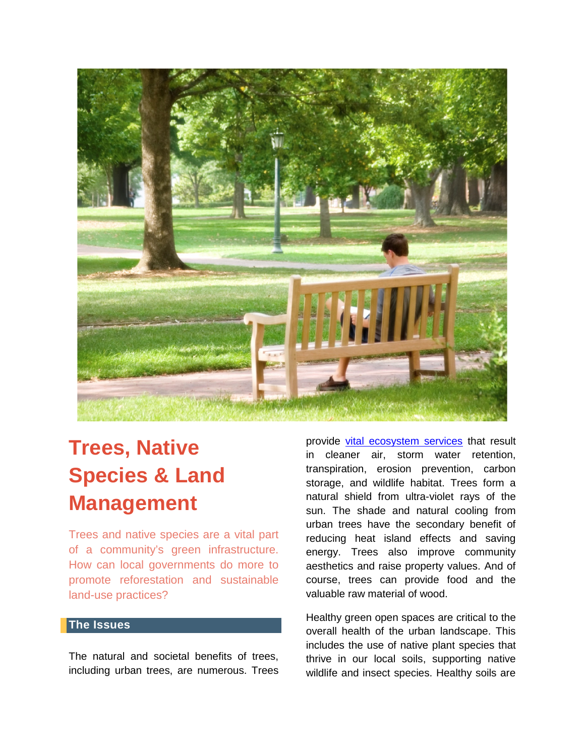# Trees, Native Species & Land Management

Trees and native species are a vital part of a community's green infrastructure. How can local governments do more to promote reforestation and sustainable land-use practices?

## The Issues

The natural and societal benefits of trees, including urban trees, are numerous. Trees provide vital ecosystem services that result in cleaner air, storm water retention, transpiration, erosion prevention, carbon storage, and wildlife habitat. Trees form a natural shield from ultra-violet rays of the sun. The shade and natural cooling from urban trees have the secondary benefit of reducing heat island effects and saving energy. Trees also improve community aesthetics and raise property values. And of course, trees can provide food and the valuable raw material of wood.

Healthy green open spaces are critical to the overall health of the urban landscape. This includes the use of native plant species that thrive in our local soils, supporting native wildlife and insect species. Healthy soils are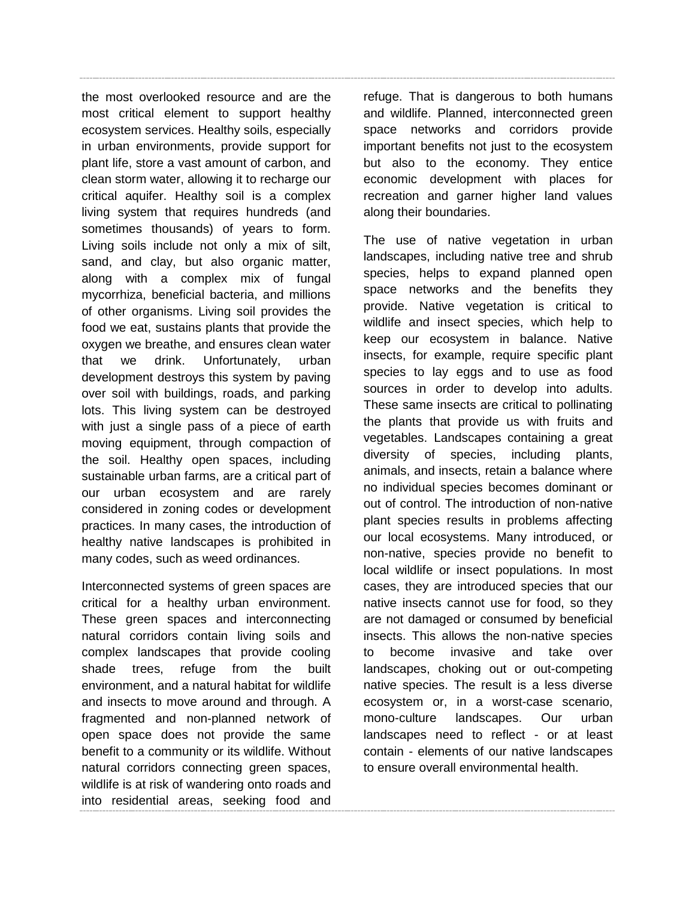the most overlooked resource and are the most critical element to support healthy ecosystem services. Healthy soils, especially in urban environments, provide support for plant life, store a vast amount of carbon, and clean storm water, allowing it to recharge our critical aquifer. Healthy soil is a complex living system that requires hundreds (and sometimes thousands) of years to form. Living soils include not only a mix of silt, sand, and clay, but also organic matter, along with a complex mix of fungal mycorrhiza, beneficial bacteria, and millions of other organisms. Living soil provides the food we eat, sustains plants that provide the oxygen we breathe, and ensures clean water that we drink. Unfortunately, urban development destroys this system by paving over soil with buildings, roads, and parking lots. This living system can be destroyed with just a single pass of a piece of earth moving equipment, through compaction of the soil. Healthy open spaces, including sustainable urban farms, are a critical part of our urban ecosystem and are rarely considered in zoning codes or development practices. In many cases, the introduction of healthy native landscapes is prohibited in many codes, such as weed ordinances.

Interconnected systems of green spaces are critical for a healthy urban environment. These green spaces and interconnecting natural corridors contain living soils and complex landscapes that provide cooling shade trees, refuge from the built environment, and a natural habitat for wildlife and insects to move around and through. A fragmented and non-planned network of open space does not provide the same benefit to a community or its wildlife. Without natural corridors connecting green spaces, wildlife is at risk of wandering onto roads and into residential areas, seeking food and refuge. That is dangerous to both humans and wildlife. Planned, interconnected green space networks and corridors provide important benefits not just to the ecosystem but also to the economy. They entice economic development with places for recreation and garner higher land values along their boundaries.

The use of native vegetation in urban landscapes, including native tree and shrub species, helps to expand planned open space networks and the benefits they provide. Native vegetation is critical to wildlife and insect species, which help to keep our ecosystem in balance. Native insects, for example, require specific plant species to lay eggs and to use as food sources in order to develop into adults. These same insects are critical to pollinating the plants that provide us with fruits and vegetables. Landscapes containing a great diversity of species, including plants, animals, and insects, retain a balance where no individual species becomes dominant or out of control. The introduction of non-native plant species results in problems affecting our local ecosystems. Many introduced, or non-native, species provide no benefit to local wildlife or insect populations. In most cases, they are introduced species that our native insects cannot use for food, so they are not damaged or consumed by beneficial insects. This allows the non-native species to become invasive and take over landscapes, choking out or out-competing native species. The result is a less diverse ecosystem or, in a worst-case scenario, mono-culture landscapes. Our urban landscapes need to reflect - or at least contain - elements of our native landscapes to ensure overall environmental health.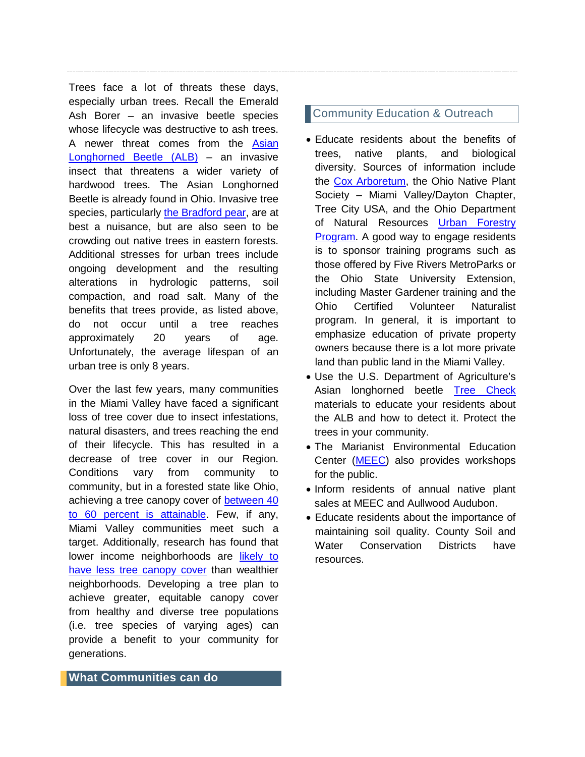Trees face a lot of threats these days, especially urban trees. Recall the Emerald Ash Borer – an invasive beetle species whose lifecycle was destructive to ash trees. A newer threat comes from the Asian Longhorned Beetle (ALB) – an invasive insect that threatens a wider variety of hardwood trees. The Asian Longhorned Beetle is already found in Ohio. Invasive tree species, particularly the Bradford pear, are at best a nuisance, but are also seen to be crowding out native trees in eastern forests. Additional stresses for urban trees include ongoing development and the resulting alterations in hydrologic patterns, soil compaction, and road salt. Many of the benefits that trees provide, as listed above, do not occur until a tree reaches approximately 20 years of age. Unfortunately, the average lifespan of an urban tree is only 8 years.

Over the last few years, many communities in the Miami Valley have faced a significant loss of tree cover due to insect infestations, natural disasters, and trees reaching the end of their lifecycle. This has resulted in a decrease of tree cover in our Region. Conditions vary from community to community, but in a forested state like Ohio, achieving a tree canopy cover of between 40 to 60 percent is attainable. Few, if any, Miami Valley communities meet such a target. Additionally, research has found that lower income neighborhoods are likely to have less tree canopy cover than wealthier neighborhoods. Developing a tree plan to achieve greater, equitable canopy cover from healthy and diverse tree populations (i.e. tree species of varying ages) can provide a benefit to your community for generations.

## What Communities can do

### Community Education & Outreach

- Educate residents about the benefits of trees, native plants, and biological diversity. Sources of information include the Cox Arboretum, the Ohio Native Plant Society – Miami Valley/Dayton Chapter, Tree City USA, and the Ohio Department of Natural Resources Urban Forestry Program. A good way to engage residents is to sponsor training programs such as those offered by Five Rivers MetroParks or the Ohio State University Extension, including Master Gardener training and the Ohio Certified Volunteer Naturalist program. In general, it is important to emphasize education of private property owners because there is a lot more private land than public land in the Miami Valley.
- Use the U.S. Department of Agriculture's Asian longhorned beetle Tree Check materials to educate your residents about the ALB and how to detect it. Protect the trees in your community.
- The Marianist Environmental Education Center (MEEC) also provides workshops for the public.
- Inform residents of annual native plant sales at MEEC and Aullwood Audubon.
- Educate residents about the importance of maintaining soil quality. County Soil and Water Conservation Districts have resources.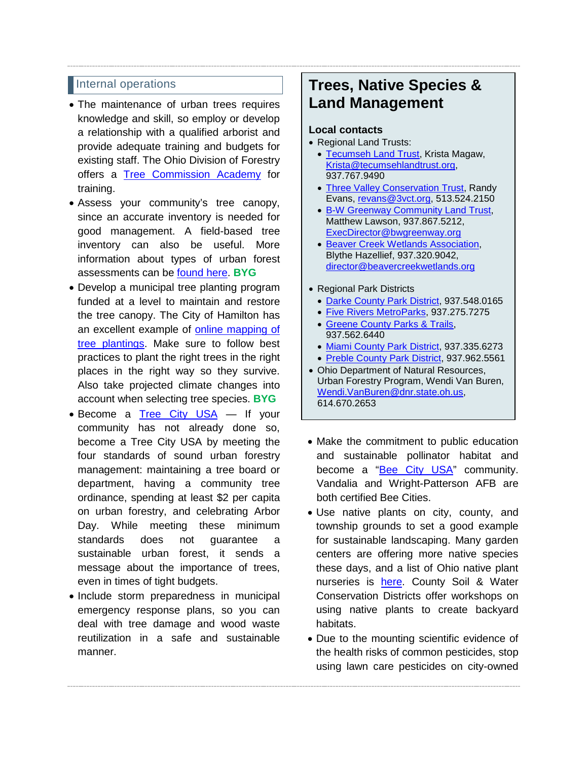## Internal operations

- The maintenance of urban trees requires knowledge and skill, so employ or develop a relationship with a qualified arborist and provide adequate training and budgets for existing staff. The Ohio Division of Forestry offers a Tree Commission Academy for training.
- Assess your community's tree canopy, since an accurate inventory is needed for good management. A field-based tree inventory can also be useful. More information about types of urban forest assessments can be found here. **BYG**
- Develop a municipal tree planting program funded at a level to maintain and restore the tree canopy. The City of Hamilton has an excellent example of online mapping of tree plantings. Make sure to follow best practices to plant the right trees in the right places in the right way so they survive. Also take projected climate changes into account when selecting tree species. **BYG**
- Become a Tree City USA — If your community has not already done so, become a Tree City USA by meeting the four standards of sound urban forestry management: maintaining a tree board or department, having a community tree ordinance, spending at least $2 per capita on urban forestry, and celebrating Arbor Day. While meeting these minimum standards does not guarantee a sustainable urban forest, it sends a message about the importance of trees, even in times of tight budgets.
- Include storm preparedness in municipal emergency response plans, so you can deal with tree damage and wood waste reutilization in a safe and sustainable manner.

## Trees, Native Species & Land Management

### Local contacts

- Regional Land Trusts:
  - Tecumseh Land Trust, Krista Magaw, Krista@tecumsehlandtrust.org, 937.767.9490
  - Three Valley Conservation Trust, Randy Evans, revans@3vct.org, 513.524.2150
  - B-W Greenway Community Land Trust, Matthew Lawson, 937.867.5212, ExecDirector@bwgreenway.org
  - Beaver Creek Wetlands Association, Blythe Hazellief, 937.320.9042, director@beavercreekwetlands.org
- Regional Park Districts
  - Darke County Park District, 937.548.0165
  - Five Rivers MetroParks, 937.275.7275
  - Greene County Parks & Trails, 937.562.6440
  - Miami County Park District, 937.335.6273
  - Preble County Park District, 937.962.5561
- Ohio Department of Natural Resources, Urban Forestry Program, Wendi Van Buren, Wendi.VanBuren@dnr.state.oh.us, 614.670.2653

- Make the commitment to public education and sustainable pollinator habitat and become a "Bee City USA" community. Vandalia and Wright-Patterson AFB are both certified Bee Cities.
- Use native plants on city, county, and township grounds to set a good example for sustainable landscaping. Many garden centers are offering more native species these days, and a list of Ohio native plant nurseries is here. County Soil & Water Conservation Districts offer workshops on using native plants to create backyard habitats.
- Due to the mounting scientific evidence of the health risks of common pesticides, stop using lawn care pesticides on city-owned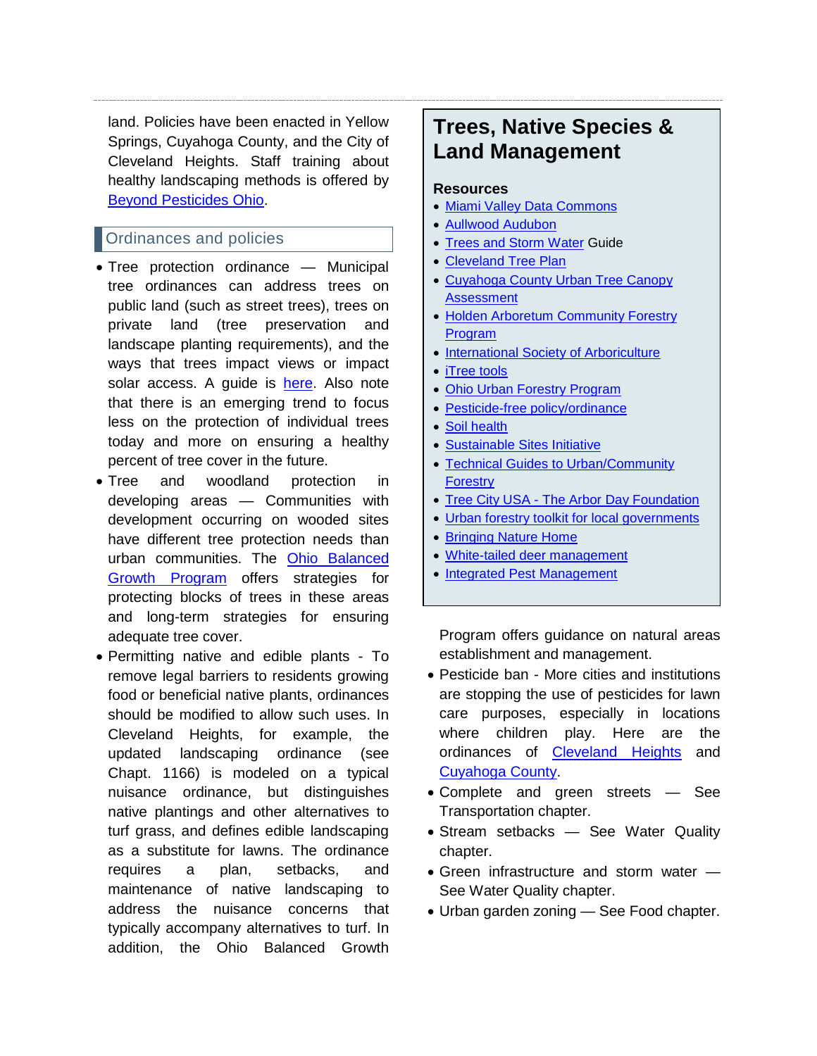land. Policies have been enacted in Yellow Springs, Cuyahoga County, and the City of Cleveland Heights. Staff training about healthy landscaping methods is offered by Beyond Pesticides Ohio.

## Ordinances and policies

- Tree protection ordinance — Municipal tree ordinances can address trees on public land (such as street trees), trees on private land (tree preservation and landscape planting requirements), and the ways that trees impact views or impact solar access. A guide is here. Also note that there is an emerging trend to focus less on the protection of individual trees today and more on ensuring a healthy percent of tree cover in the future.
- Tree and woodland protection in developing areas — Communities with development occurring on wooded sites have different tree protection needs than urban communities. The Ohio Balanced Growth Program offers strategies for protecting blocks of trees in these areas and long-term strategies for ensuring adequate tree cover.
- Permitting native and edible plants - To remove legal barriers to residents growing food or beneficial native plants, ordinances should be modified to allow such uses. In Cleveland Heights, for example, the updated landscaping ordinance (see Chapt. 1166) is modeled on a typical nuisance ordinance, but distinguishes native plantings and other alternatives to turf grass, and defines edible landscaping as a substitute for lawns. The ordinance requires a plan, setbacks, and maintenance of native landscaping to address the nuisance concerns that typically accompany alternatives to turf. In addition, the Ohio Balanced Growth Program offers guidance on natural areas establishment and management.
- Pesticide ban - More cities and institutions are stopping the use of pesticides for lawn care purposes, especially in locations where children play. Here are the ordinances of Cleveland Heights and Cuyahoga County.
- Complete and green streets — See Transportation chapter.
- Stream setbacks — See Water Quality chapter.
- Green infrastructure and storm water — See Water Quality chapter.
- Urban garden zoning — See Food chapter.

## Trees, Native Species & Land Management

**Resources**

- Miami Valley Data Commons
- Aullwood Audubon
- Trees and Storm Water Guide
- Cleveland Tree Plan
- Cuyahoga County Urban Tree Canopy Assessment
- Holden Arboretum Community Forestry Program
- International Society of Arboriculture
- iTree tools
- Ohio Urban Forestry Program
- Pesticide-free policy/ordinance
- Soil health
- Sustainable Sites Initiative
- Technical Guides to Urban/Community Forestry
- Tree City USA - The Arbor Day Foundation
- Urban forestry toolkit for local governments
- Bringing Nature Home
- White-tailed deer management
- Integrated Pest Management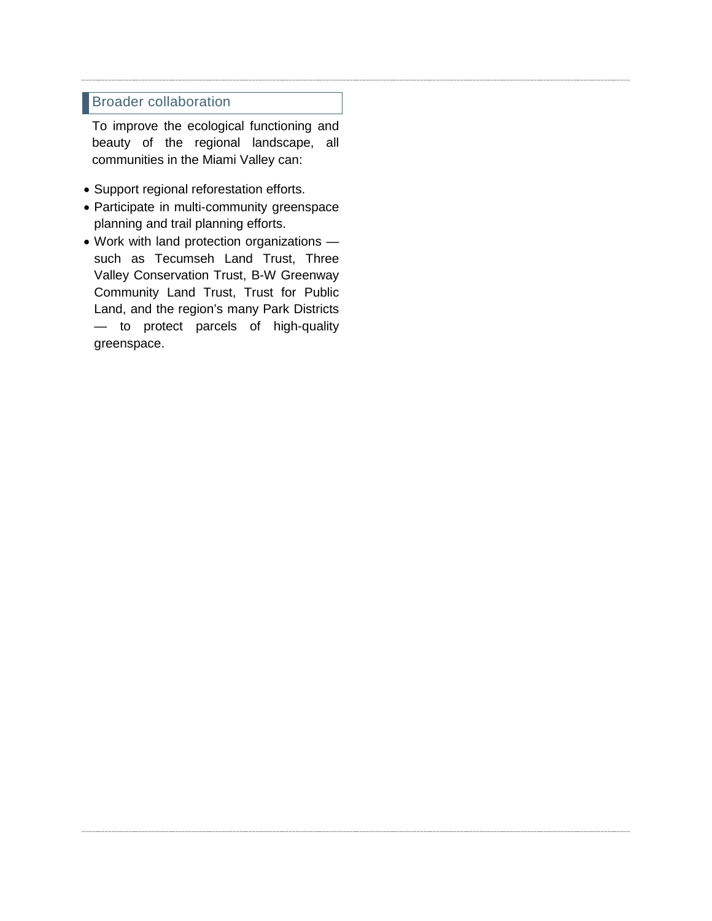## Broader collaboration

To improve the ecological functioning and beauty of the regional landscape, all communities in the Miami Valley can:

- Support regional reforestation efforts.
- Participate in multi-community greenspace planning and trail planning efforts.
- Work with land protection organizations — such as Tecumseh Land Trust, Three Valley Conservation Trust, B-W Greenway Community Land Trust, Trust for Public Land, and the region's many Park Districts — to protect parcels of high-quality greenspace.